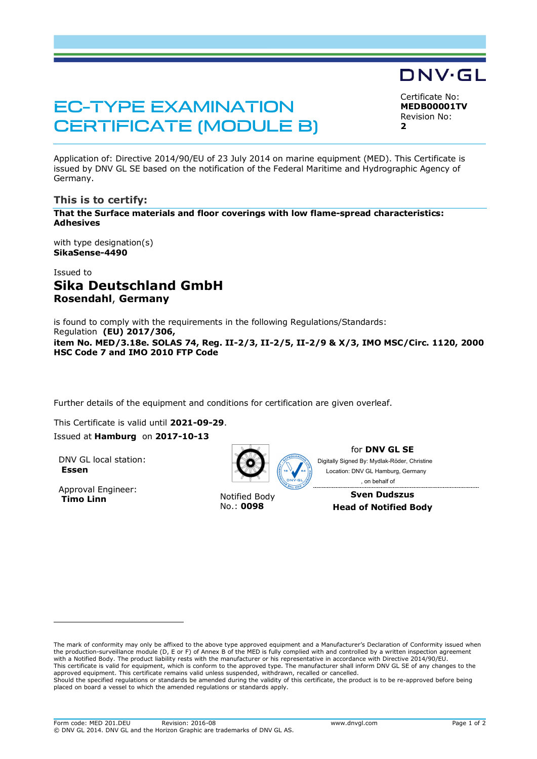DNV·GL

# EC-TYPE EXAMINATION CERTIFICATE (MODULE B)

Certificate No:
**MEDB00001TV**
Revision No:
**2**

Application of: Directive 2014/90/EU of 23 July 2014 on marine equipment (MED). This Certificate is issued by DNV GL SE based on the notification of the Federal Maritime and Hydrographic Agency of Germany.

## This is to certify:

**That the Surface materials and floor coverings with low flame-spread characteristics: Adhesives**

with type designation(s)
**SikaSense-4490**

Issued to
## Sika Deutschland GmbH
**Rosendahl**, **Germany**

is found to comply with the requirements in the following Regulations/Standards:
Regulation **(EU) 2017/306,**
**item No. MED/3.18e. SOLAS 74, Reg. II-2/3, II-2/5, II-2/9 & X/3, IMO MSC/Circ. 1120, 2000 HSC Code 7 and IMO 2010 FTP Code**

Further details of the equipment and conditions for certification are given overleaf.

This Certificate is valid until **2021-09-29**.

Issued at **Hamburg** on **2017-10-13**

DNV GL local station:
**Essen**

Approval Engineer:
**Timo Linn**

Notified Body
No.: **0098**

for **DNV GL SE**
Digitally Signed By: Mydlak-Röder, Christine
Location: DNV GL Hamburg, Germany
, on behalf of

**Sven Dudzsus**
**Head of Notified Body**

The mark of conformity may only be affixed to the above type approved equipment and a Manufacturer's Declaration of Conformity issued when the production-surveillance module (D, E or F) of Annex B of the MED is fully complied with and controlled by a written inspection agreement with a Notified Body. The product liability rests with the manufacturer or his representative in accordance with Directive 2014/90/EU.
This certificate is valid for equipment, which is conform to the approved type. The manufacturer shall inform DNV GL SE of any changes to the approved equipment. This certificate remains valid unless suspended, withdrawn, recalled or cancelled.
Should the specified regulations or standards be amended during the validity of this certificate, the product is to be re-approved before being placed on board a vessel to which the amended regulations or standards apply.

Form code: MED 201.DEU Revision: 2016-08 www.dnvgl.com
© DNV GL 2014. DNV GL and the Horizon Graphic are trademarks of DNV GL AS.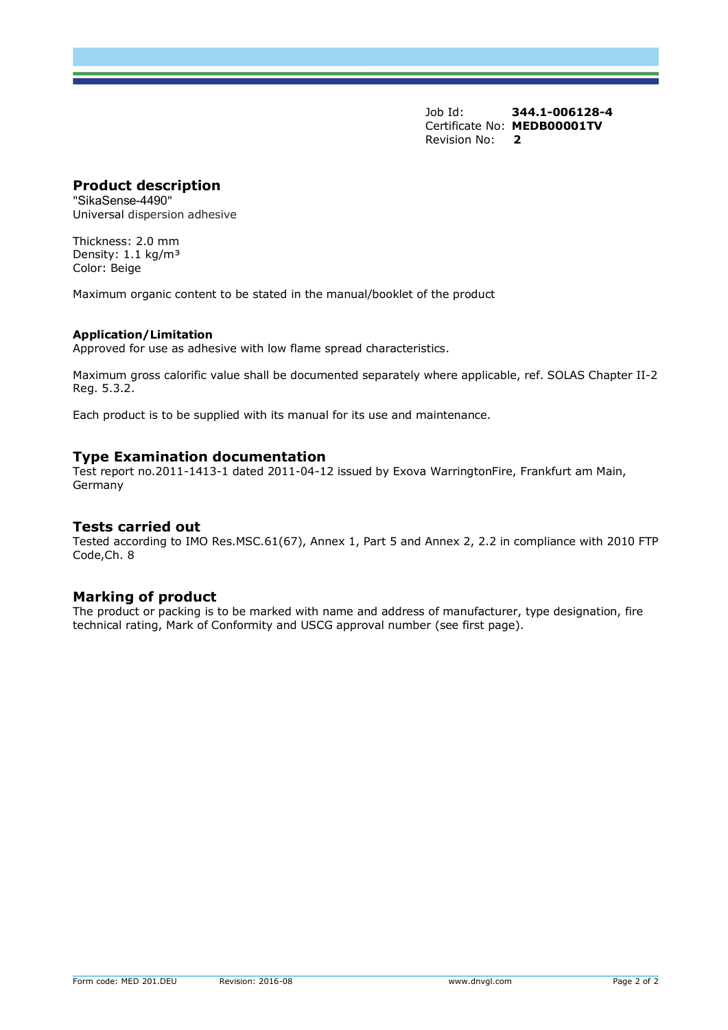Job Id: **344.1-006128-4**
Certificate No: **MEDB00001TV**
Revision No: **2**

## Product description

"SikaSense-4490"
Universal dispersion adhesive

Thickness: 2.0 mm
Density: 1.1 kg/m³
Color: Beige

Maximum organic content to be stated in the manual/booklet of the product

### Application/Limitation

Approved for use as adhesive with low flame spread characteristics.

Maximum gross calorific value shall be documented separately where applicable, ref. SOLAS Chapter II-2 Reg. 5.3.2.

Each product is to be supplied with its manual for its use and maintenance.

## Type Examination documentation

Test report no.2011-1413-1 dated 2011-04-12 issued by Exova WarringtonFire, Frankfurt am Main, Germany

## Tests carried out

Tested according to IMO Res.MSC.61(67), Annex 1, Part 5 and Annex 2, 2.2 in compliance with 2010 FTP Code,Ch. 8

## Marking of product

The product or packing is to be marked with name and address of manufacturer, type designation, fire technical rating, Mark of Conformity and USCG approval number (see first page).